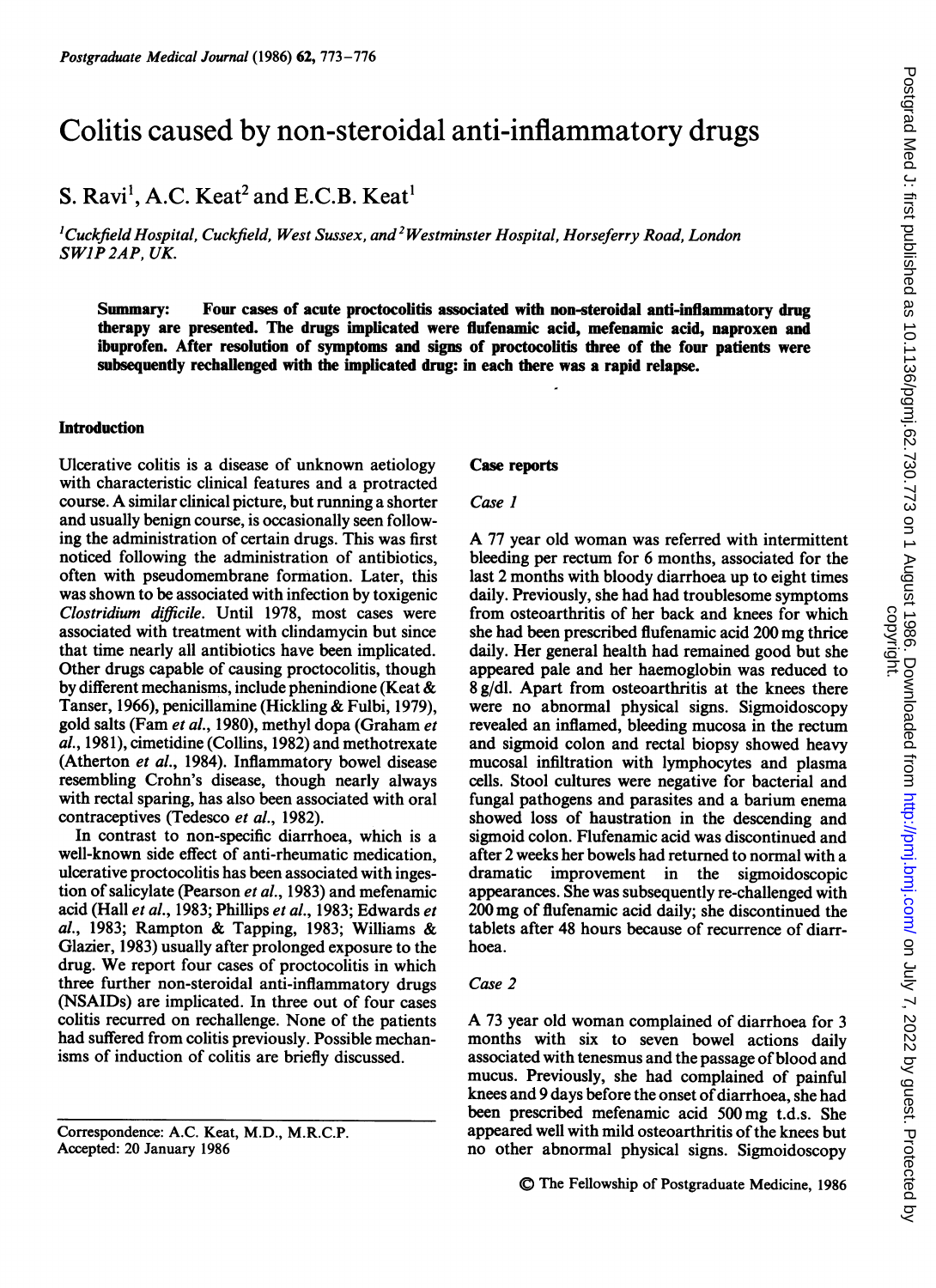# Colitis caused by non-steroidal anti-inflammatory drugs

S. Ravi[1], A.C. Keat[2] and E.C.B. Keat[1]

[1]*Cuckfield Hospital, Cuckfield, West Sussex, and* [2]*Westminster Hospital, Horseferry Road, London SW1P 2AP, UK.*

**Summary: Four cases of acute proctocolitis associated with non-steroidal anti-inflammatory drug therapy are presented. The drugs implicated were flufenamic acid, mefenamic acid, naproxen and ibuprofen. After resolution of symptoms and signs of proctocolitis three of the four patients were subsequently rechallenged with the implicated drug: in each there was a rapid relapse.**

## Introduction

Ulcerative colitis is a disease of unknown aetiology with characteristic clinical features and a protracted course. A similar clinical picture, but running a shorter and usually benign course, is occasionally seen following the administration of certain drugs. This was first noticed following the administration of antibiotics, often with pseudomembrane formation. Later, this was shown to be associated with infection by toxigenic *Clostridium difficile*. Until 1978, most cases were associated with treatment with clindamycin but since that time nearly all antibiotics have been implicated. Other drugs capable of causing proctocolitis, though by different mechanisms, include phenindione (Keat & Tanser, 1966), penicillamine (Hickling & Fulbi, 1979), gold salts (Fam *et al.*, 1980), methyl dopa (Graham *et al.*, 1981), cimetidine (Collins, 1982) and methotrexate (Atherton *et al.*, 1984). Inflammatory bowel disease resembling Crohn's disease, though nearly always with rectal sparing, has also been associated with oral contraceptives (Tedesco *et al.*, 1982).

In contrast to non-specific diarrhoea, which is a well-known side effect of anti-rheumatic medication, ulcerative proctocolitis has been associated with ingestion of salicylate (Pearson *et al.*, 1983) and mefenamic acid (Hall *et al.*, 1983; Phillips *et al.*, 1983; Edwards *et al.*, 1983; Rampton & Tapping, 1983; Williams & Glazier, 1983) usually after prolonged exposure to the drug. We report four cases of proctocolitis in which three further non-steroidal anti-inflammatory drugs (NSAIDs) are implicated. In three out of four cases colitis recurred on rechallenge. None of the patients had suffered from colitis previously. Possible mechanisms of induction of colitis are briefly discussed.

Correspondence: A.C. Keat, M.D., M.R.C.P.
Accepted: 20 January 1986

## Case reports

### Case 1

A 77 year old woman was referred with intermittent bleeding per rectum for 6 months, associated for the last 2 months with bloody diarrhoea up to eight times daily. Previously, she had had troublesome symptoms from osteoarthritis of her back and knees for which she had been prescribed flufenamic acid 200 mg thrice daily. Her general health had remained good but she appeared pale and her haemoglobin was reduced to 8 g/dl. Apart from osteoarthritis at the knees there were no abnormal physical signs. Sigmoidoscopy revealed an inflamed, bleeding mucosa in the rectum and sigmoid colon and rectal biopsy showed heavy mucosal infiltration with lymphocytes and plasma cells. Stool cultures were negative for bacterial and fungal pathogens and parasites and a barium enema showed loss of haustration in the descending and sigmoid colon. Flufenamic acid was discontinued and after 2 weeks her bowels had returned to normal with a dramatic improvement in the sigmoidoscopic appearances. She was subsequently re-challenged with 200 mg of flufenamic acid daily; she discontinued the tablets after 48 hours because of recurrence of diarrhoea.

### Case 2

A 73 year old woman complained of diarrhoea for 3 months with six to seven bowel actions daily associated with tenesmus and the passage of blood and mucus. Previously, she had complained of painful knees and 9 days before the onset of diarrhoea, she had been prescribed mefenamic acid 500 mg t.d.s. She appeared well with mild osteoarthritis of the knees but no other abnormal physical signs. Sigmoidoscopy

© The Fellowship of Postgraduate Medicine, 1986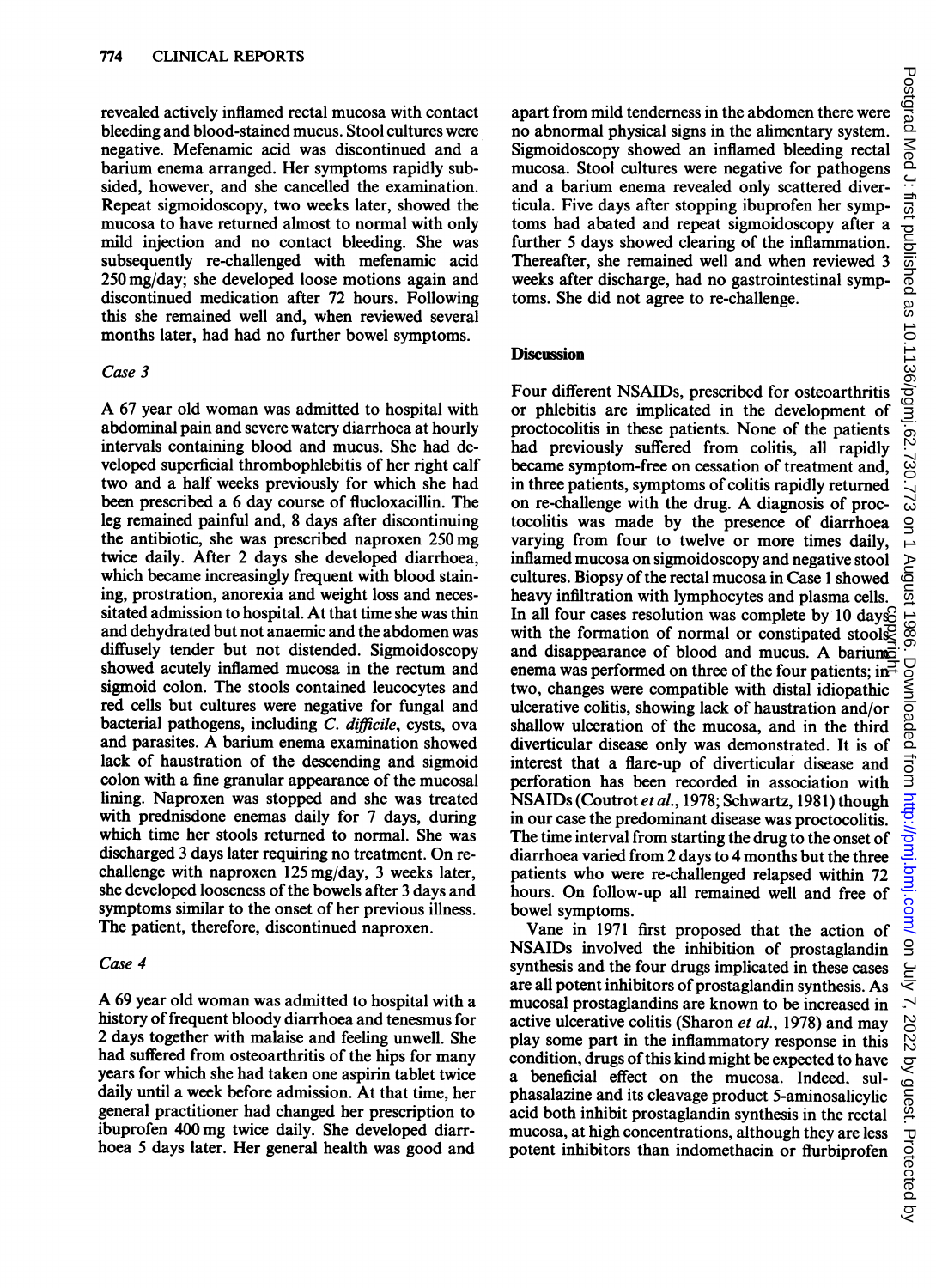revealed actively inflamed rectal mucosa with contact bleeding and blood-stained mucus. Stool cultures were negative. Mefenamic acid was discontinued and a barium enema arranged. Her symptoms rapidly subsided, however, and she cancelled the examination. Repeat sigmoidoscopy, two weeks later, showed the mucosa to have returned almost to normal with only mild injection and no contact bleeding. She was subsequently re-challenged with mefenamic acid 250 mg/day; she developed loose motions again and discontinued medication after 72 hours. Following this she remained well and, when reviewed several months later, had had no further bowel symptoms.

*Case 3*

A 67 year old woman was admitted to hospital with abdominal pain and severe watery diarrhoea at hourly intervals containing blood and mucus. She had developed superficial thrombophlebitis of her right calf two and a half weeks previously for which she had been prescribed a 6 day course of flucloxacillin. The leg remained painful and, 8 days after discontinuing the antibiotic, she was prescribed naproxen 250 mg twice daily. After 2 days she developed diarrhoea, which became increasingly frequent with blood staining, prostration, anorexia and weight loss and necessitated admission to hospital. At that time she was thin and dehydrated but not anaemic and the abdomen was diffusely tender but not distended. Sigmoidoscopy showed acutely inflamed mucosa in the rectum and sigmoid colon. The stools contained leucocytes and red cells but cultures were negative for fungal and bacterial pathogens, including *C. difficile*, cysts, ova and parasites. A barium enema examination showed lack of haustration of the descending and sigmoid colon with a fine granular appearance of the mucosal lining. Naproxen was stopped and she was treated with prednisdone enemas daily for 7 days, during which time her stools returned to normal. She was discharged 3 days later requiring no treatment. On re-challenge with naproxen 125 mg/day, 3 weeks later, she developed looseness of the bowels after 3 days and symptoms similar to the onset of her previous illness. The patient, therefore, discontinued naproxen.

*Case 4*

A 69 year old woman was admitted to hospital with a history of frequent bloody diarrhoea and tenesmus for 2 days together with malaise and feeling unwell. She had suffered from osteoarthritis of the hips for many years for which she had taken one aspirin tablet twice daily until a week before admission. At that time, her general practitioner had changed her prescription to ibuprofen 400 mg twice daily. She developed diarrhoea 5 days later. Her general health was good and apart from mild tenderness in the abdomen there were no abnormal physical signs in the alimentary system. Sigmoidoscopy showed an inflamed bleeding rectal mucosa. Stool cultures were negative for pathogens and a barium enema revealed only scattered diverticula. Five days after stopping ibuprofen her symptoms had abated and repeat sigmoidoscopy after a further 5 days showed clearing of the inflammation. Thereafter, she remained well and when reviewed 3 weeks after discharge, had no gastrointestinal symptoms. She did not agree to re-challenge.

## Discussion

Four different NSAIDs, prescribed for osteoarthritis or phlebitis are implicated in the development of proctocolitis in these patients. None of the patients had previously suffered from colitis, all rapidly became symptom-free on cessation of treatment and, in three patients, symptoms of colitis rapidly returned on re-challenge with the drug. A diagnosis of proctocolitis was made by the presence of diarrhoea varying from four to twelve or more times daily, inflamed mucosa on sigmoidoscopy and negative stool cultures. Biopsy of the rectal mucosa in Case 1 showed heavy infiltration with lymphocytes and plasma cells. In all four cases resolution was complete by 10 days with the formation of normal or constipated stools and disappearance of blood and mucus. A barium enema was performed on three of the four patients; in two, changes were compatible with distal idiopathic ulcerative colitis, showing lack of haustration and/or shallow ulceration of the mucosa, and in the third diverticular disease only was demonstrated. It is of interest that a flare-up of diverticular disease and perforation has been recorded in association with NSAIDs (Coutrot *et al.*, 1978; Schwartz, 1981) though in our case the predominant disease was proctocolitis. The time interval from starting the drug to the onset of diarrhoea varied from 2 days to 4 months but the three patients who were re-challenged relapsed within 72 hours. On follow-up all remained well and free of bowel symptoms.

Vane in 1971 first proposed that the action of NSAIDs involved the inhibition of prostaglandin synthesis and the four drugs implicated in these cases are all potent inhibitors of prostaglandin synthesis. As mucosal prostaglandins are known to be increased in active ulcerative colitis (Sharon *et al.*, 1978) and may play some part in the inflammatory response in this condition, drugs of this kind might be expected to have a beneficial effect on the mucosa. Indeed, sulphasalazine and its cleavage product 5-aminosalicylic acid both inhibit prostaglandin synthesis in the rectal mucosa, at high concentrations, although they are less potent inhibitors than indomethacin or flurbiprofen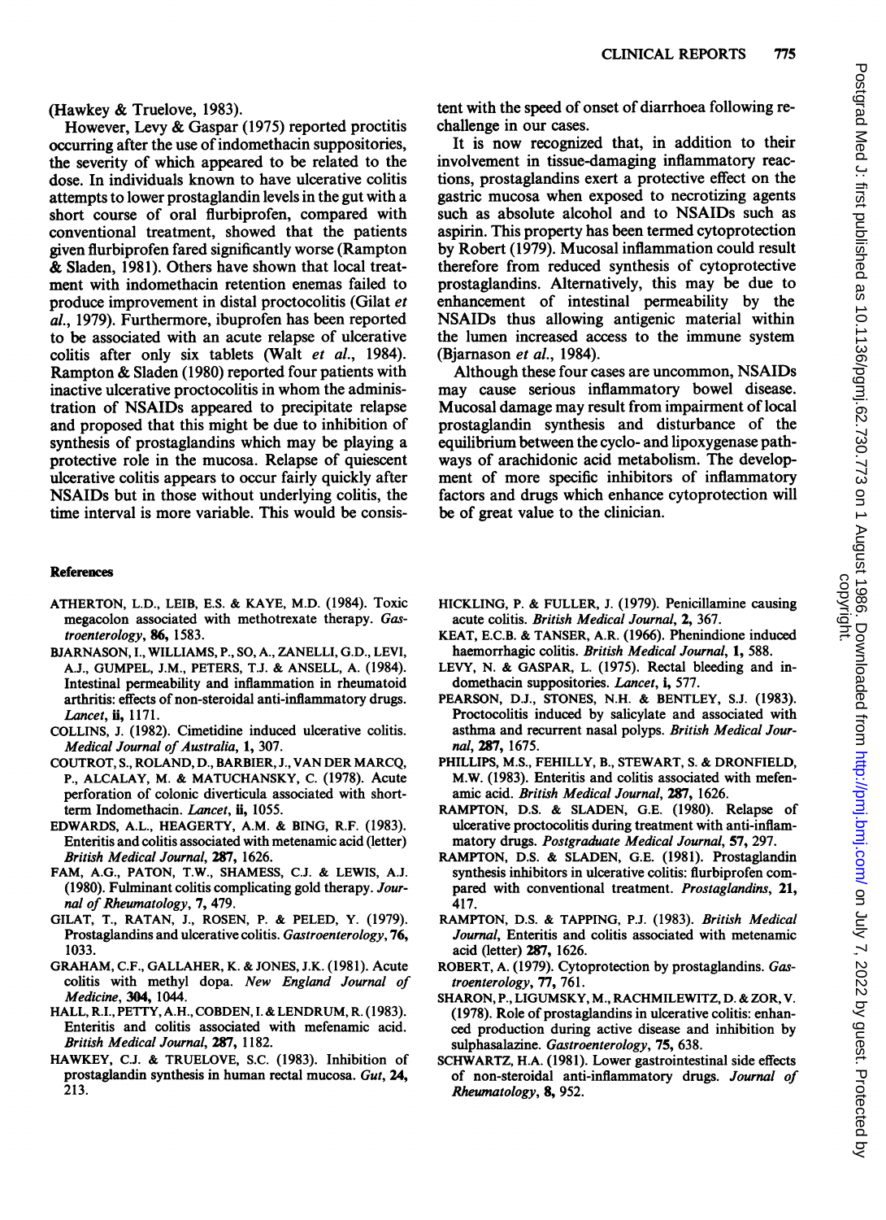(Hawkey & Truelove, 1983).

However, Levy & Gaspar (1975) reported proctitis occurring after the use of indomethacin suppositories, the severity of which appeared to be related to the dose. In individuals known to have ulcerative colitis attempts to lower prostaglandin levels in the gut with a short course of oral flurbiprofen, compared with conventional treatment, showed that the patients given flurbiprofen fared significantly worse (Rampton & Sladen, 1981). Others have shown that local treatment with indomethacin retention enemas failed to produce improvement in distal proctocolitis (Gilat *et al.*, 1979). Furthermore, ibuprofen has been reported to be associated with an acute relapse of ulcerative colitis after only six tablets (Walt *et al.*, 1984). Rampton & Sladen (1980) reported four patients with inactive ulcerative proctocolitis in whom the administration of NSAIDs appeared to precipitate relapse and proposed that this might be due to inhibition of synthesis of prostaglandins which may be playing a protective role in the mucosa. Relapse of quiescent ulcerative colitis appears to occur fairly quickly after NSAIDs but in those without underlying colitis, the time interval is more variable. This would be consistent with the speed of onset of diarrhoea following rechallenge in our cases.

It is now recognized that, in addition to their involvement in tissue-damaging inflammatory reactions, prostaglandins exert a protective effect on the gastric mucosa when exposed to necrotizing agents such as absolute alcohol and to NSAIDs such as aspirin. This property has been termed cytoprotection by Robert (1979). Mucosal inflammation could result therefore from reduced synthesis of cytoprotective prostaglandins. Alternatively, this may be due to enhancement of intestinal permeability by the NSAIDs thus allowing antigenic material within the lumen increased access to the immune system (Bjarnason *et al.*, 1984).

Although these four cases are uncommon, NSAIDs may cause serious inflammatory bowel disease. Mucosal damage may result from impairment of local prostaglandin synthesis and disturbance of the equilibrium between the cyclo- and lipoxygenase pathways of arachidonic acid metabolism. The development of more specific inhibitors of inflammatory factors and drugs which enhance cytoprotection will be of great value to the clinician.

## References

ATHERTON, L.D., LEIB, E.S. & KAYE, M.D. (1984). Toxic megacolon associated with methotrexate therapy. *Gastroenterology*, **86**, 1583.

BJARNASON, I., WILLIAMS, P., SO, A., ZANELLI, G.D., LEVI, A.J., GUMPEL, J.M., PETERS, T.J. & ANSELL, A. (1984). Intestinal permeability and inflammation in rheumatoid arthritis: effects of non-steroidal anti-inflammatory drugs. *Lancet*, **ii**, 1171.

COLLINS, J. (1982). Cimetidine induced ulcerative colitis. *Medical Journal of Australia*, **1**, 307.

COUTROT, S., ROLAND, D., BARBIER, J., VAN DER MARCQ, P., ALCALAY, M. & MATUCHANSKY, C. (1978). Acute perforation of colonic diverticula associated with short-term Indomethacin. *Lancet*, **ii**, 1055.

EDWARDS, A.L., HEAGERTY, A.M. & BING, R.F. (1983). Enteritis and colitis associated with metenamic acid (letter) *British Medical Journal*, **287**, 1626.

FAM, A.G., PATON, T.W., SHAMESS, C.J. & LEWIS, A.J. (1980). Fulminant colitis complicating gold therapy. *Journal of Rheumatology*, **7**, 479.

GILAT, T., RATAN, J., ROSEN, P. & PELED, Y. (1979). Prostaglandins and ulcerative colitis. *Gastroenterology*, **76**, 1033.

GRAHAM, C.F., GALLAHER, K. & JONES, J.K. (1981). Acute colitis with methyl dopa. *New England Journal of Medicine*, **304**, 1044.

HALL, R.I., PETTY, A.H., COBDEN, I. & LENDRUM, R. (1983). Enteritis and colitis associated with mefenamic acid. *British Medical Journal*, **287**, 1182.

HAWKEY, C.J. & TRUELOVE, S.C. (1983). Inhibition of prostaglandin synthesis in human rectal mucosa. *Gut*, **24**, 213.

HICKLING, P. & FULLER, J. (1979). Penicillamine causing acute colitis. *British Medical Journal*, **2**, 367.

KEAT, E.C.B. & TANSER, A.R. (1966). Phenindione induced haemorrhagic colitis. *British Medical Journal*, **1**, 588.

LEVY, N. & GASPAR, L. (1975). Rectal bleeding and indomethacin suppositories. *Lancet*, **i**, 577.

PEARSON, D.J., STONES, N.H. & BENTLEY, S.J. (1983). Proctocolitis induced by salicylate and associated with asthma and recurrent nasal polyps. *British Medical Journal*, **287**, 1675.

PHILLIPS, M.S., FEHILLY, B., STEWART, S. & DRONFIELD, M.W. (1983). Enteritis and colitis associated with mefenamic acid. *British Medical Journal*, **287**, 1626.

RAMPTON, D.S. & SLADEN, G.E. (1980). Relapse of ulcerative proctocolitis during treatment with anti-inflammatory drugs. *Postgraduate Medical Journal*, **57**, 297.

RAMPTON, D.S. & SLADEN, G.E. (1981). Prostaglandin synthesis inhibitors in ulcerative colitis: flurbiprofen compared with conventional treatment. *Prostaglandins*, **21**, 417.

RAMPTON, D.S. & TAPPING, P.J. (1983). *British Medical Journal*, Enteritis and colitis associated with metenamic acid (letter) **287** 1626.

ROBERT, A. (1979). Cytoprotection by prostaglandins. *Gastroenterology*, **77**, 761.

SHARON, P., LIGUMSKY, M., RACHMILEWITZ, D. & ZOR, V. (1978). Role of prostaglandins in ulcerative colitis: enhanced production during active disease and inhibition by sulphasalazine. *Gastroenterology*, **75**, 638.

SCHWARTZ, H.A. (1981). Lower gastrointestinal side effects of non-steroidal anti-inflammatory drugs. *Journal of Rheumatology*, **8**, 952.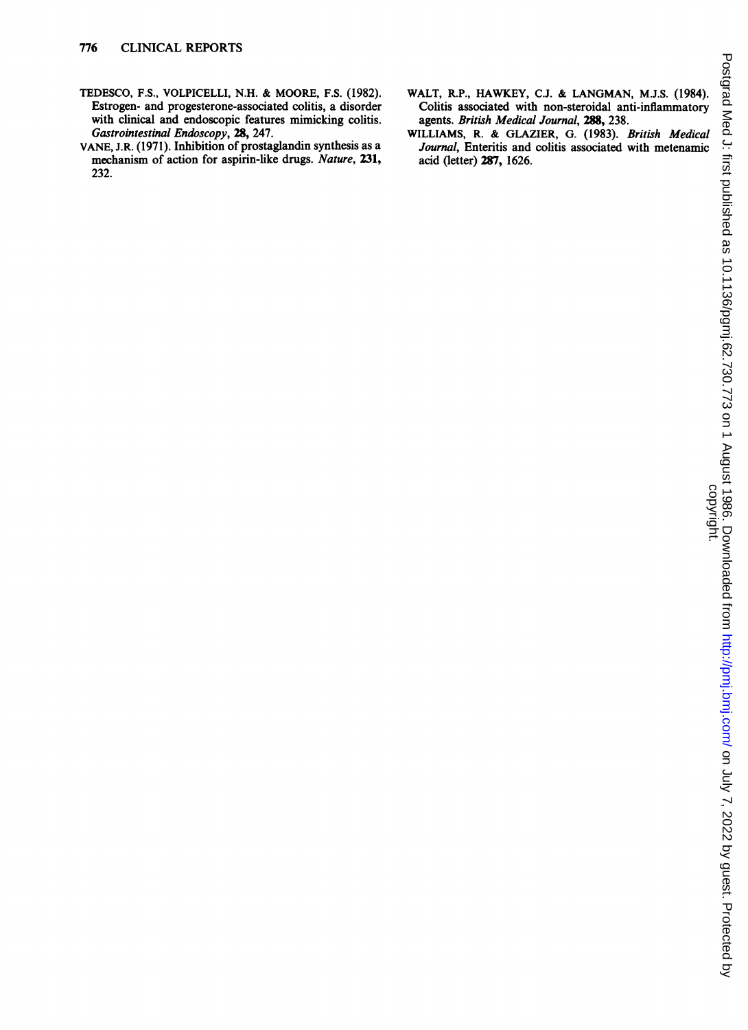TEDESCO, F.S., VOLPICELLI, N.H. & MOORE, F.S. (1982). Estrogen- and progesterone-associated colitis, a disorder with clinical and endoscopic features mimicking colitis. *Gastrointestinal Endoscopy*, **28**, 247.

VANE, J.R. (1971). Inhibition of prostaglandin synthesis as a mechanism of action for aspirin-like drugs. *Nature*, **231**, 232.

WALT, R.P., HAWKEY, C.J. & LANGMAN, M.J.S. (1984). Colitis associated with non-steroidal anti-inflammatory agents. *British Medical Journal*, **288**, 238.

WILLIAMS, R. & GLAZIER, G. (1983). *British Medical Journal*, Enteritis and colitis associated with metenamic acid (letter) **287**, 1626.